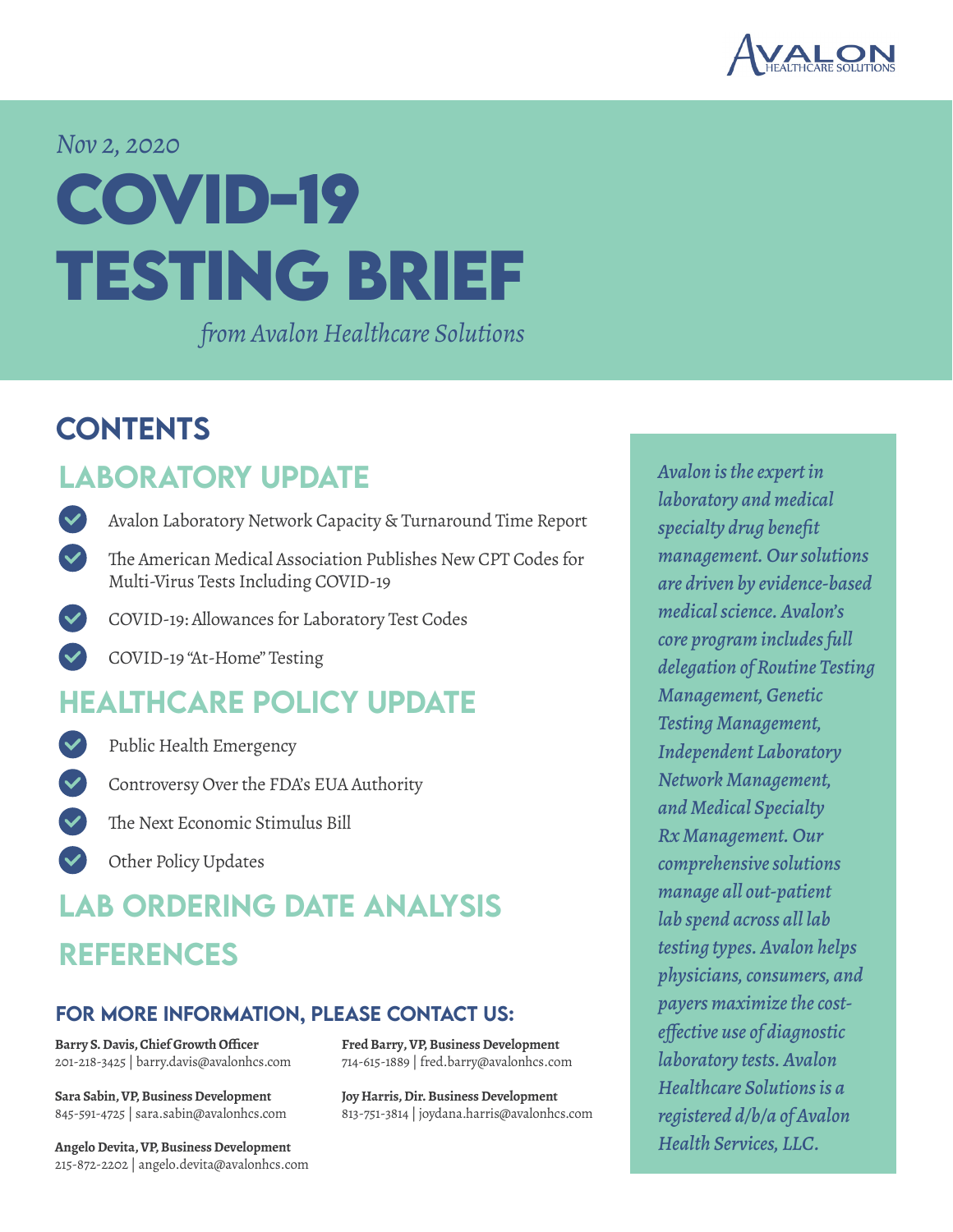AVALON HEALTHCARE SOLUTIONS

*Nov 2, 2020*

# COVID-19 TESTING BRIEF

*from Avalon Healthcare Solutions*

## CONTENTS

### LABORATORY UPDATE

- Avalon Laboratory Network Capacity & Turnaround Time Report
- The American Medical Association Publishes New CPT Codes for Multi-Virus Tests Including COVID-19
- COVID-19: Allowances for Laboratory Test Codes
- COVID-19 "At-Home" Testing

### HEALTHCARE POLICY UPDATE

- Public Health Emergency
- Controversy Over the FDA's EUA Authority
- The Next Economic Stimulus Bill
- Other Policy Updates

### LAB ORDERING DATE ANALYSIS

### REFERENCES

*Avalon is the expert in laboratory and medical specialty drug benefit management. Our solutions are driven by evidence-based medical science. Avalon's core program includes full delegation of Routine Testing Management, Genetic Testing Management, Independent Laboratory Network Management, and Medical Specialty Rx Management. Our comprehensive solutions manage all out-patient lab spend across all lab testing types. Avalon helps physicians, consumers, and payers maximize the cost-effective use of diagnostic laboratory tests. Avalon Healthcare Solutions is a registered d/b/a of Avalon Health Services, LLC.*

### FOR MORE INFORMATION, PLEASE CONTACT US:

**Barry S. Davis, Chief Growth Officer**
201-218-3425 | barry.davis@avalonhcs.com

**Sara Sabin, VP, Business Development**
845-591-4725 | sara.sabin@avalonhcs.com

**Angelo Devita, VP, Business Development**
215-872-2202 | angelo.devita@avalonhcs.com

**Fred Barry, VP, Business Development**
714-615-1889 | fred.barry@avalonhcs.com

**Joy Harris, Dir. Business Development**
813-751-3814 | joydana.harris@avalonhcs.com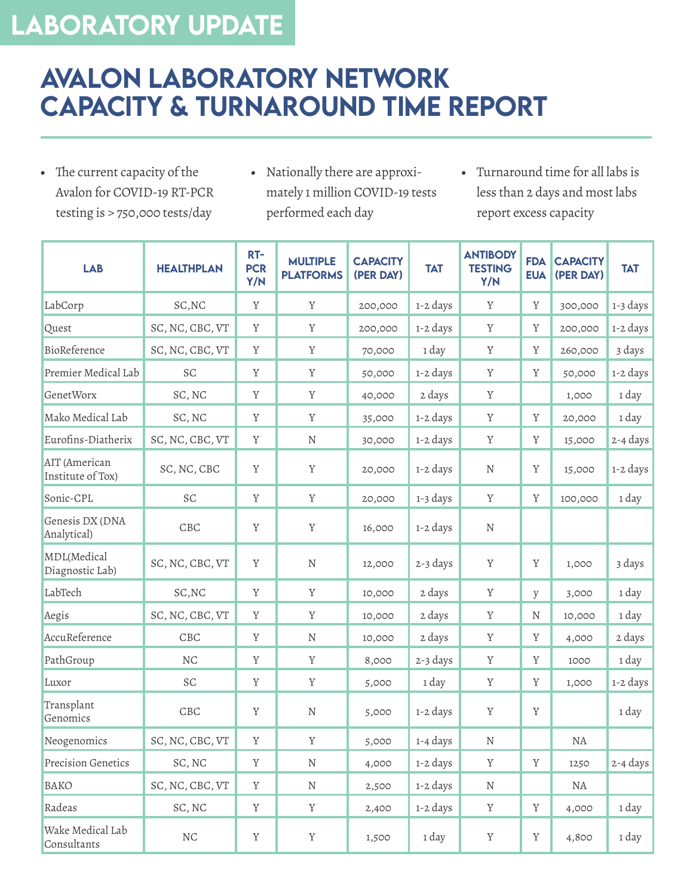# LABORATORY UPDATE

## AVALON LABORATORY NETWORK CAPACITY & TURNAROUND TIME REPORT

- The current capacity of the Avalon for COVID-19 RT-PCR testing is > 750,000 tests/day
- Nationally there are approximately 1 million COVID-19 tests performed each day
- Turnaround time for all labs is less than 2 days and most labs report excess capacity

| LAB | HEALTHPLAN | RT-PCR Y/N | MULTIPLE PLATFORMS | CAPACITY (PER DAY) | TAT | ANTIBODY TESTING Y/N | FDA EUA | CAPACITY (PER DAY) | TAT |
|---|---|---|---|---|---|---|---|---|---|
| LabCorp | SC,NC | Y | Y | 200,000 | 1-2 days | Y | Y | 300,000 | 1-3 days |
| Quest | SC, NC, CBC, VT | Y | Y | 200,000 | 1-2 days | Y | Y | 200,000 | 1-2 days |
| BioReference | SC, NC, CBC, VT | Y | Y | 70,000 | 1 day | Y | Y | 260,000 | 3 days |
| Premier Medical Lab | SC | Y | Y | 50,000 | 1-2 days | Y | Y | 50,000 | 1-2 days |
| GenetWorx | SC, NC | Y | Y | 40,000 | 2 days | Y | | 1,000 | 1 day |
| Mako Medical Lab | SC, NC | Y | Y | 35,000 | 1-2 days | Y | Y | 20,000 | 1 day |
| Eurofins-Diatherix | SC, NC, CBC, VT | Y | N | 30,000 | 1-2 days | Y | Y | 15,000 | 2-4 days |
| AIT (American Institute of Tox) | SC, NC, CBC | Y | Y | 20,000 | 1-2 days | N | Y | 15,000 | 1-2 days |
| Sonic-CPL | SC | Y | Y | 20,000 | 1-3 days | Y | Y | 100,000 | 1 day |
| Genesis DX (DNA Analytical) | CBC | Y | Y | 16,000 | 1-2 days | N | | | |
| MDL(Medical Diagnostic Lab) | SC, NC, CBC, VT | Y | N | 12,000 | 2-3 days | Y | Y | 1,000 | 3 days |
| LabTech | SC,NC | Y | Y | 10,000 | 2 days | Y | y | 3,000 | 1 day |
| Aegis | SC, NC, CBC, VT | Y | Y | 10,000 | 2 days | Y | N | 10,000 | 1 day |
| AccuReference | CBC | Y | N | 10,000 | 2 days | Y | Y | 4,000 | 2 days |
| PathGroup | NC | Y | Y | 8,000 | 2-3 days | Y | Y | 1000 | 1 day |
| Luxor | SC | Y | Y | 5,000 | 1 day | Y | Y | 1,000 | 1-2 days |
| Transplant Genomics | CBC | Y | N | 5,000 | 1-2 days | Y | Y | | 1 day |
| Neogenomics | SC, NC, CBC, VT | Y | Y | 5,000 | 1-4 days | N | | NA | |
| Precision Genetics | SC, NC | Y | N | 4,000 | 1-2 days | Y | Y | 1250 | 2-4 days |
| BAKO | SC, NC, CBC, VT | Y | N | 2,500 | 1-2 days | N | | NA | |
| Radeas | SC, NC | Y | Y | 2,400 | 1-2 days | Y | Y | 4,000 | 1 day |
| Wake Medical Lab Consultants | NC | Y | Y | 1,500 | 1 day | Y | Y | 4,800 | 1 day |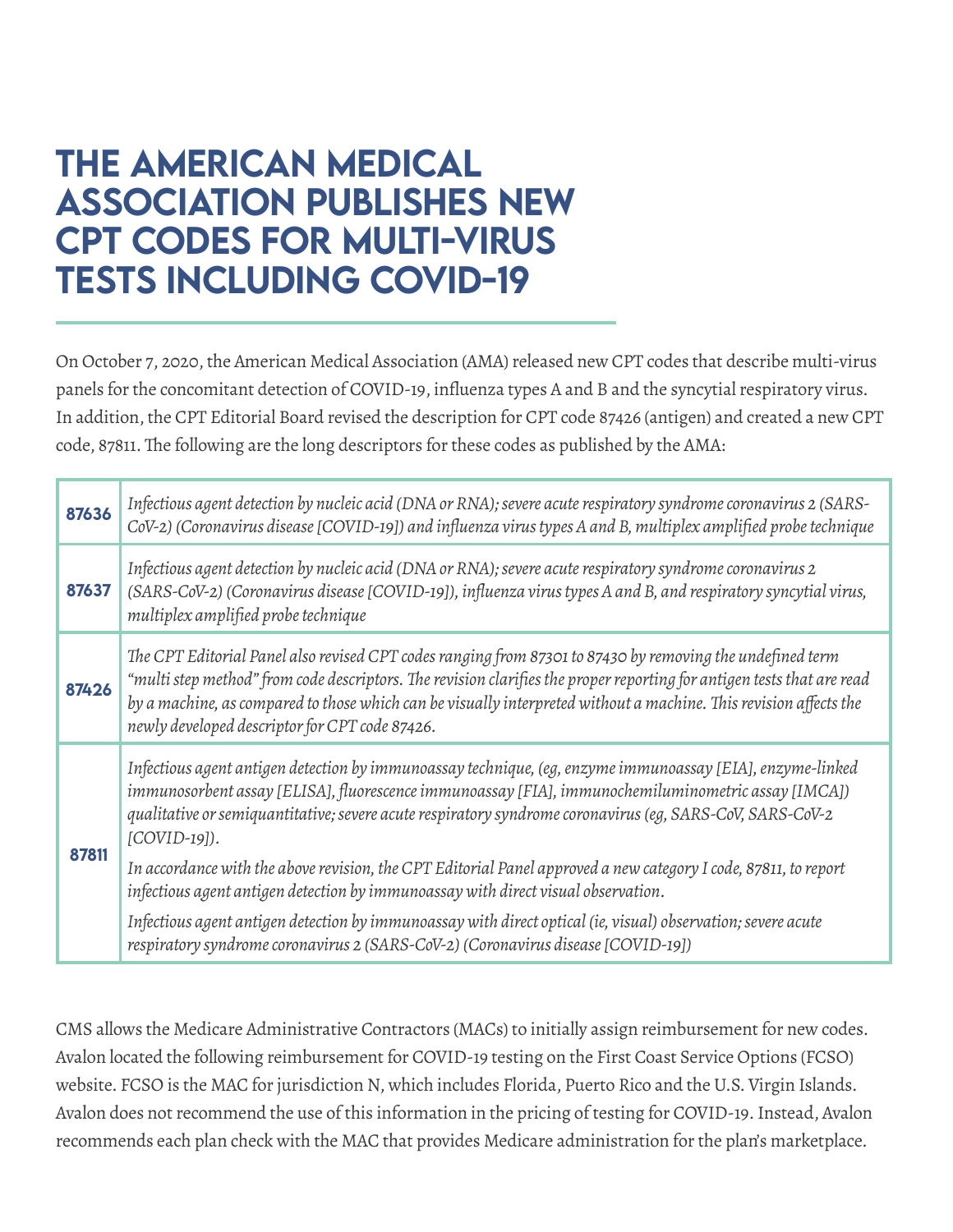# THE AMERICAN MEDICAL ASSOCIATION PUBLISHES NEW CPT CODES FOR MULTI-VIRUS TESTS INCLUDING COVID-19

On October 7, 2020, the American Medical Association (AMA) released new CPT codes that describe multi-virus panels for the concomitant detection of COVID-19, influenza types A and B and the syncytial respiratory virus. In addition, the CPT Editorial Board revised the description for CPT code 87426 (antigen) and created a new CPT code, 87811. The following are the long descriptors for these codes as published by the AMA:

| | |
|---|---|
| **87636** | *Infectious agent detection by nucleic acid (DNA or RNA); severe acute respiratory syndrome coronavirus 2 (SARS-CoV-2) (Coronavirus disease [COVID-19]) and influenza virus types A and B, multiplex amplified probe technique* |
| **87637** | *Infectious agent detection by nucleic acid (DNA or RNA); severe acute respiratory syndrome coronavirus 2 (SARS-CoV-2) (Coronavirus disease [COVID-19]), influenza virus types A and B, and respiratory syncytial virus, multiplex amplified probe technique* |
| **87426** | *The CPT Editorial Panel also revised CPT codes ranging from 87301 to 87430 by removing the undefined term "multi step method" from code descriptors. The revision clarifies the proper reporting for antigen tests that are read by a machine, as compared to those which can be visually interpreted without a machine. This revision affects the newly developed descriptor for CPT code 87426.* |
| **87811** | *Infectious agent antigen detection by immunoassay technique, (eg, enzyme immunoassay [EIA], enzyme-linked immunosorbent assay [ELISA], fluorescence immunoassay [FIA], immunochemiluminometric assay [IMCA]) qualitative or semiquantitative; severe acute respiratory syndrome coronavirus (eg, SARS-CoV, SARS-CoV-2 [COVID-19]).*<br><br>*In accordance with the above revision, the CPT Editorial Panel approved a new category I code, 87811, to report infectious agent antigen detection by immunoassay with direct visual observation.*<br><br>*Infectious agent antigen detection by immunoassay with direct optical (ie, visual) observation; severe acute respiratory syndrome coronavirus 2 (SARS-CoV-2) (Coronavirus disease [COVID-19])* |

CMS allows the Medicare Administrative Contractors (MACs) to initially assign reimbursement for new codes. Avalon located the following reimbursement for COVID-19 testing on the First Coast Service Options (FCSO) website. FCSO is the MAC for jurisdiction N, which includes Florida, Puerto Rico and the U.S. Virgin Islands. Avalon does not recommend the use of this information in the pricing of testing for COVID-19. Instead, Avalon recommends each plan check with the MAC that provides Medicare administration for the plan's marketplace.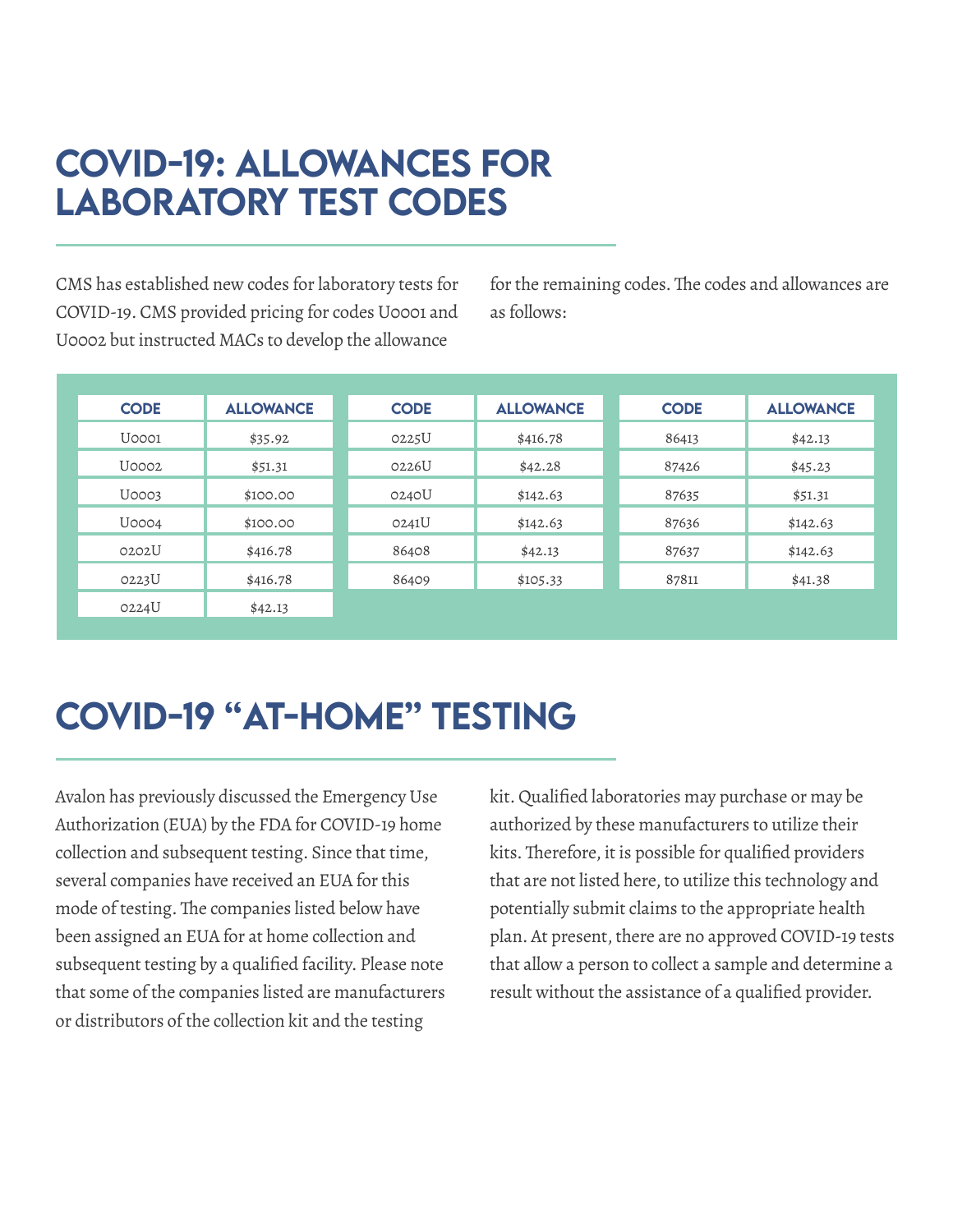# COVID-19: ALLOWANCES FOR LABORATORY TEST CODES

CMS has established new codes for laboratory tests for COVID-19. CMS provided pricing for codes U0001 and U0002 but instructed MACs to develop the allowance for the remaining codes. The codes and allowances are as follows:

| CODE | ALLOWANCE | CODE | ALLOWANCE | CODE | ALLOWANCE |
|---|---|---|---|---|---|
| U0001 | $35.92 | 0225U | $416.78 | 86413 | $42.13 |
| U0002 | $51.31 | 0226U | $42.28 | 87426 | $45.23 |
| U0003 | $100.00 | 0240U | $142.63 | 87635 | $51.31 |
| U0004 | $100.00 | 0241U | $142.63 | 87636 | $142.63 |
| 0202U | $416.78 | 86408 | $42.13 | 87637 | $142.63 |
| 0223U | $416.78 | 86409 | $105.33 | 87811 | $41.38 |
| 0224U | $42.13 | | | | |

# COVID-19 "AT-HOME" TESTING

Avalon has previously discussed the Emergency Use Authorization (EUA) by the FDA for COVID-19 home collection and subsequent testing. Since that time, several companies have received an EUA for this mode of testing. The companies listed below have been assigned an EUA for at home collection and subsequent testing by a qualified facility. Please note that some of the companies listed are manufacturers or distributors of the collection kit and the testing kit. Qualified laboratories may purchase or may be authorized by these manufacturers to utilize their kits. Therefore, it is possible for qualified providers that are not listed here, to utilize this technology and potentially submit claims to the appropriate health plan. At present, there are no approved COVID-19 tests that allow a person to collect a sample and determine a result without the assistance of a qualified provider.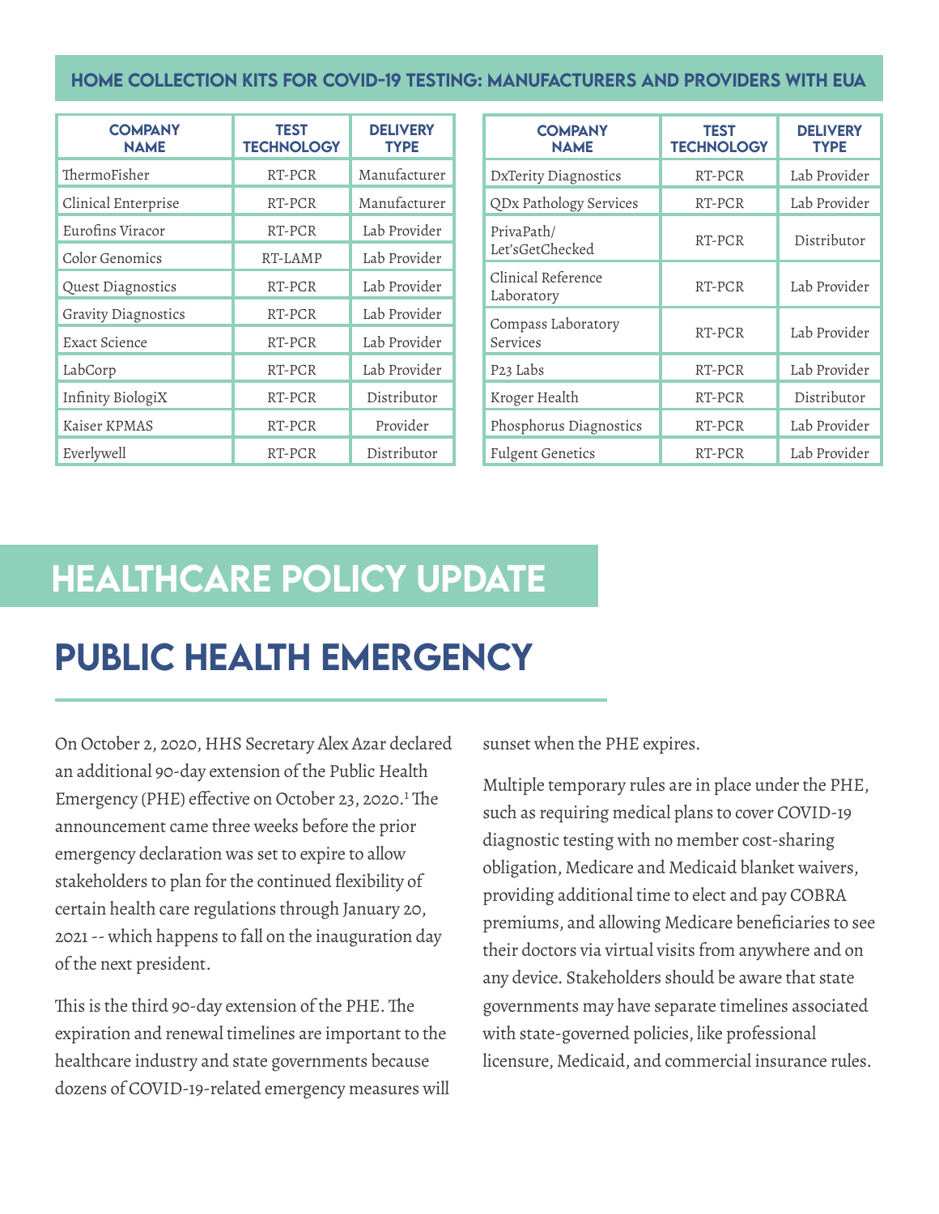### HOME COLLECTION KITS FOR COVID-19 TESTING: MANUFACTURERS AND PROVIDERS WITH EUA

| COMPANY NAME | TEST TECHNOLOGY | DELIVERY TYPE |
|---|---|---|
| ThermoFisher | RT-PCR | Manufacturer |
| Clinical Enterprise | RT-PCR | Manufacturer |
| Eurofins Viracor | RT-PCR | Lab Provider |
| Color Genomics | RT-LAMP | Lab Provider |
| Quest Diagnostics | RT-PCR | Lab Provider |
| Gravity Diagnostics | RT-PCR | Lab Provider |
| Exact Science | RT-PCR | Lab Provider |
| LabCorp | RT-PCR | Lab Provider |
| Infinity BiologiX | RT-PCR | Distributor |
| Kaiser KPMAS | RT-PCR | Provider |
| Everlywell | RT-PCR | Distributor |

| COMPANY NAME | TEST TECHNOLOGY | DELIVERY TYPE |
|---|---|---|
| DxTerity Diagnostics | RT-PCR | Lab Provider |
| QDx Pathology Services | RT-PCR | Lab Provider |
| PrivaPath/ Let'sGetChecked | RT-PCR | Distributor |
| Clinical Reference Laboratory | RT-PCR | Lab Provider |
| Compass Laboratory Services | RT-PCR | Lab Provider |
| P23 Labs | RT-PCR | Lab Provider |
| Kroger Health | RT-PCR | Distributor |
| Phosphorus Diagnostics | RT-PCR | Lab Provider |
| Fulgent Genetics | RT-PCR | Lab Provider |

# HEALTHCARE POLICY UPDATE

## PUBLIC HEALTH EMERGENCY

On October 2, 2020, HHS Secretary Alex Azar declared an additional 90-day extension of the Public Health Emergency (PHE) effective on October 23, 2020.[1] The announcement came three weeks before the prior emergency declaration was set to expire to allow stakeholders to plan for the continued flexibility of certain health care regulations through January 20, 2021 -- which happens to fall on the inauguration day of the next president.

This is the third 90-day extension of the PHE. The expiration and renewal timelines are important to the healthcare industry and state governments because dozens of COVID-19-related emergency measures will sunset when the PHE expires.

Multiple temporary rules are in place under the PHE, such as requiring medical plans to cover COVID-19 diagnostic testing with no member cost-sharing obligation, Medicare and Medicaid blanket waivers, providing additional time to elect and pay COBRA premiums, and allowing Medicare beneficiaries to see their doctors via virtual visits from anywhere and on any device. Stakeholders should be aware that state governments may have separate timelines associated with state-governed policies, like professional licensure, Medicaid, and commercial insurance rules.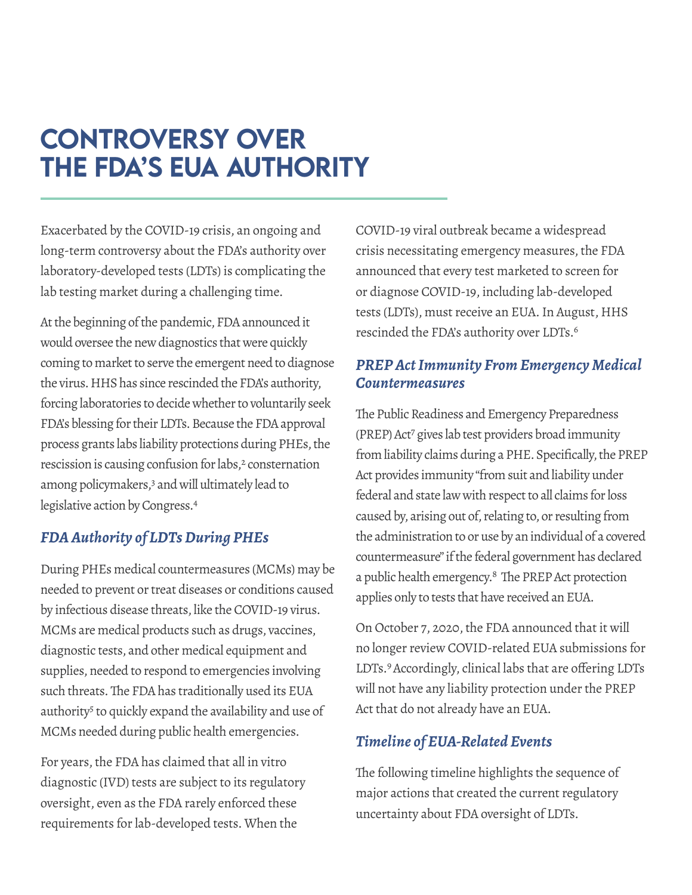# CONTROVERSY OVER THE FDA'S EUA AUTHORITY

Exacerbated by the COVID-19 crisis, an ongoing and long-term controversy about the FDA's authority over laboratory-developed tests (LDTs) is complicating the lab testing market during a challenging time.

At the beginning of the pandemic, FDA announced it would oversee the new diagnostics that were quickly coming to market to serve the emergent need to diagnose the virus. HHS has since rescinded the FDA's authority, forcing laboratories to decide whether to voluntarily seek FDA's blessing for their LDTs. Because the FDA approval process grants labs liability protections during PHEs, the rescission is causing confusion for labs,[2] consternation among policymakers,[3] and will ultimately lead to legislative action by Congress.[4]

### *FDA Authority of LDTs During PHEs*

During PHEs medical countermeasures (MCMs) may be needed to prevent or treat diseases or conditions caused by infectious disease threats, like the COVID-19 virus. MCMs are medical products such as drugs, vaccines, diagnostic tests, and other medical equipment and supplies, needed to respond to emergencies involving such threats. The FDA has traditionally used its EUA authority[5] to quickly expand the availability and use of MCMs needed during public health emergencies.

For years, the FDA has claimed that all in vitro diagnostic (IVD) tests are subject to its regulatory oversight, even as the FDA rarely enforced these requirements for lab-developed tests. When the COVID-19 viral outbreak became a widespread crisis necessitating emergency measures, the FDA announced that every test marketed to screen for or diagnose COVID-19, including lab-developed tests (LDTs), must receive an EUA. In August, HHS rescinded the FDA's authority over LDTs.[6]

### *PREP Act Immunity From Emergency Medical Countermeasures*

The Public Readiness and Emergency Preparedness (PREP) Act[7] gives lab test providers broad immunity from liability claims during a PHE. Specifically, the PREP Act provides immunity "from suit and liability under federal and state law with respect to all claims for loss caused by, arising out of, relating to, or resulting from the administration to or use by an individual of a covered countermeasure" if the federal government has declared a public health emergency.[8] The PREP Act protection applies only to tests that have received an EUA.

On October 7, 2020, the FDA announced that it will no longer review COVID-related EUA submissions for LDTs.[9] Accordingly, clinical labs that are offering LDTs will not have any liability protection under the PREP Act that do not already have an EUA.

### *Timeline of EUA-Related Events*

The following timeline highlights the sequence of major actions that created the current regulatory uncertainty about FDA oversight of LDTs.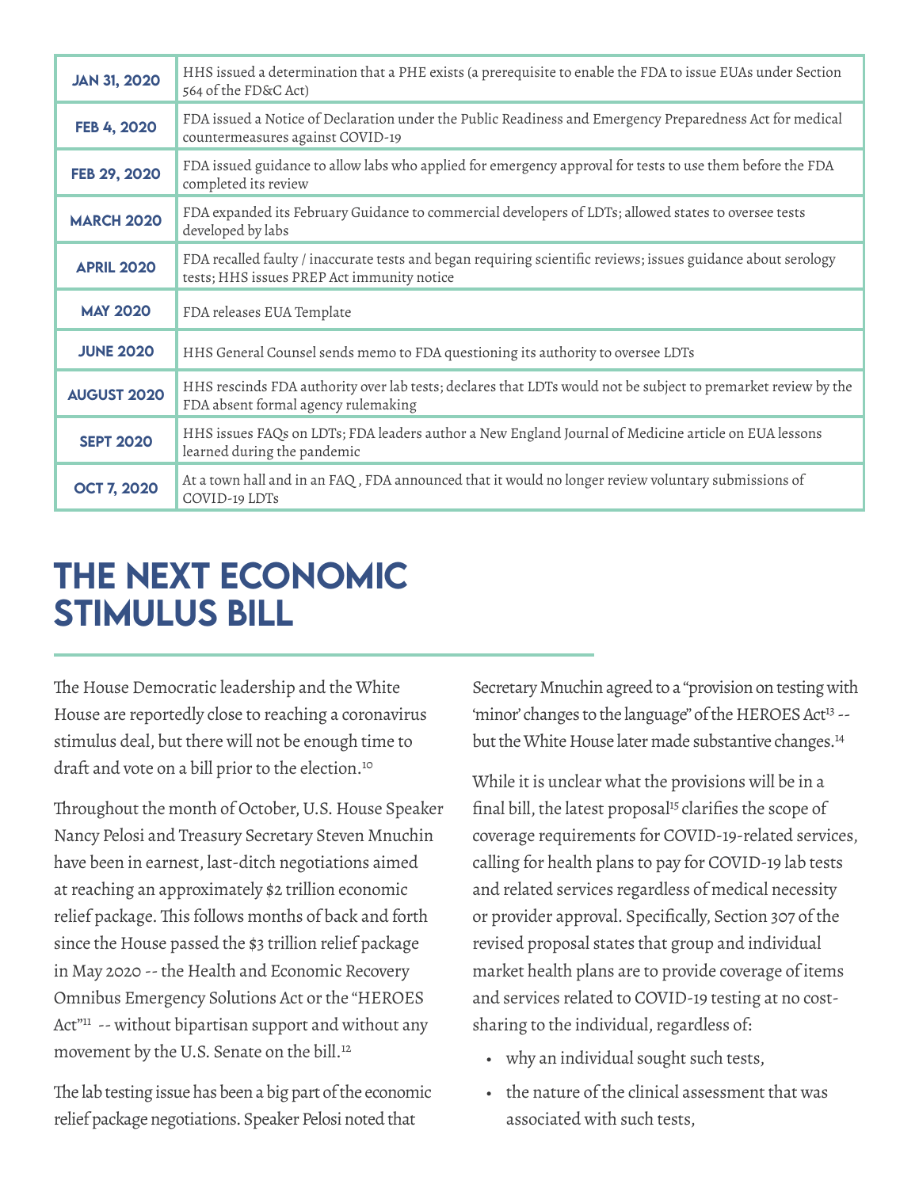| | |
|---|---|
| **JAN 31, 2020** | HHS issued a determination that a PHE exists (a prerequisite to enable the FDA to issue EUAs under Section 564 of the FD&C Act) |
| **FEB 4, 2020** | FDA issued a Notice of Declaration under the Public Readiness and Emergency Preparedness Act for medical countermeasures against COVID-19 |
| **FEB 29, 2020** | FDA issued guidance to allow labs who applied for emergency approval for tests to use them before the FDA completed its review |
| **MARCH 2020** | FDA expanded its February Guidance to commercial developers of LDTs; allowed states to oversee tests developed by labs |
| **APRIL 2020** | FDA recalled faulty / inaccurate tests and began requiring scientific reviews; issues guidance about serology tests; HHS issues PREP Act immunity notice |
| **MAY 2020** | FDA releases EUA Template |
| **JUNE 2020** | HHS General Counsel sends memo to FDA questioning its authority to oversee LDTs |
| **AUGUST 2020** | HHS rescinds FDA authority over lab tests; declares that LDTs would not be subject to premarket review by the FDA absent formal agency rulemaking |
| **SEPT 2020** | HHS issues FAQs on LDTs; FDA leaders author a New England Journal of Medicine article on EUA lessons learned during the pandemic |
| **OCT 7, 2020** | At a town hall and in an FAQ , FDA announced that it would no longer review voluntary submissions of COVID-19 LDTs |

# THE NEXT ECONOMIC STIMULUS BILL

The House Democratic leadership and the White House are reportedly close to reaching a coronavirus stimulus deal, but there will not be enough time to draft and vote on a bill prior to the election.[10]

Throughout the month of October, U.S. House Speaker Nancy Pelosi and Treasury Secretary Steven Mnuchin have been in earnest, last-ditch negotiations aimed at reaching an approximately $2 trillion economic relief package. This follows months of back and forth since the House passed the $3 trillion relief package in May 2020 -- the Health and Economic Recovery Omnibus Emergency Solutions Act or the "HEROES Act"[11] -- without bipartisan support and without any movement by the U.S. Senate on the bill.[12]

The lab testing issue has been a big part of the economic relief package negotiations. Speaker Pelosi noted that Secretary Mnuchin agreed to a "provision on testing with 'minor' changes to the language" of the HEROES Act[13] -- but the White House later made substantive changes.[14]

While it is unclear what the provisions will be in a final bill, the latest proposal[15] clarifies the scope of coverage requirements for COVID-19-related services, calling for health plans to pay for COVID-19 lab tests and related services regardless of medical necessity or provider approval. Specifically, Section 307 of the revised proposal states that group and individual market health plans are to provide coverage of items and services related to COVID-19 testing at no cost-sharing to the individual, regardless of:

- why an individual sought such tests,
- the nature of the clinical assessment that was associated with such tests,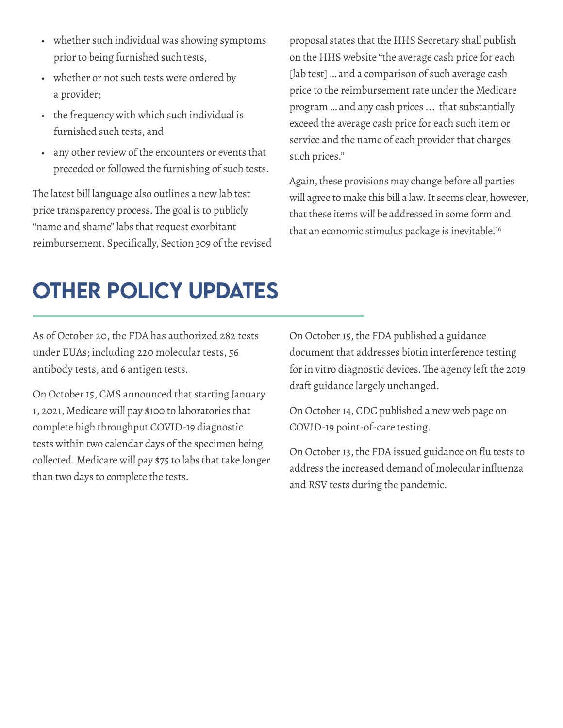- whether such individual was showing symptoms prior to being furnished such tests,
- whether or not such tests were ordered by a provider;
- the frequency with which such individual is furnished such tests, and
- any other review of the encounters or events that preceded or followed the furnishing of such tests.

The latest bill language also outlines a new lab test price transparency process. The goal is to publicly "name and shame" labs that request exorbitant reimbursement. Specifically, Section 309 of the revised proposal states that the HHS Secretary shall publish on the HHS website "the average cash price for each [lab test] … and a comparison of such average cash price to the reimbursement rate under the Medicare program … and any cash prices … that substantially exceed the average cash price for each such item or service and the name of each provider that charges such prices."

Again, these provisions may change before all parties will agree to make this bill a law. It seems clear, however, that these items will be addressed in some form and that an economic stimulus package is inevitable.[16]

# OTHER POLICY UPDATES

As of October 20, the FDA has authorized 282 tests under EUAs; including 220 molecular tests, 56 antibody tests, and 6 antigen tests.

On October 15, CMS announced that starting January 1, 2021, Medicare will pay $100 to laboratories that complete high throughput COVID-19 diagnostic tests within two calendar days of the specimen being collected. Medicare will pay $75 to labs that take longer than two days to complete the tests.

On October 15, the FDA published a guidance document that addresses biotin interference testing for in vitro diagnostic devices. The agency left the 2019 draft guidance largely unchanged.

On October 14, CDC published a new web page on COVID-19 point-of-care testing.

On October 13, the FDA issued guidance on flu tests to address the increased demand of molecular influenza and RSV tests during the pandemic.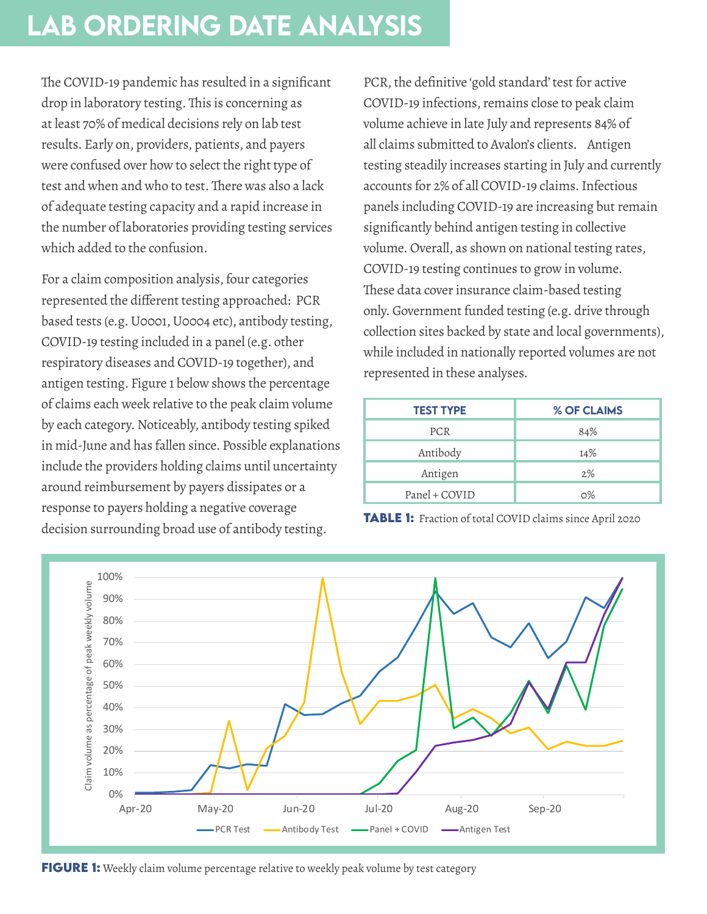# LAB ORDERING DATE ANALYSIS

The COVID-19 pandemic has resulted in a significant drop in laboratory testing. This is concerning as at least 70% of medical decisions rely on lab test results. Early on, providers, patients, and payers were confused over how to select the right type of test and when and who to test. There was also a lack of adequate testing capacity and a rapid increase in the number of laboratories providing testing services which added to the confusion.

For a claim composition analysis, four categories represented the different testing approached: PCR based tests (e.g. U0001, U0004 etc), antibody testing, COVID-19 testing included in a panel (e.g. other respiratory diseases and COVID-19 together), and antigen testing. Figure 1 below shows the percentage of claims each week relative to the peak claim volume by each category. Noticeably, antibody testing spiked in mid-June and has fallen since. Possible explanations include the providers holding claims until uncertainty around reimbursement by payers dissipates or a response to payers holding a negative coverage decision surrounding broad use of antibody testing.

PCR, the definitive 'gold standard' test for active COVID-19 infections, remains close to peak claim volume achieve in late July and represents 84% of all claims submitted to Avalon's clients. Antigen testing steadily increases starting in July and currently accounts for 2% of all COVID-19 claims. Infectious panels including COVID-19 are increasing but remain significantly behind antigen testing in collective volume. Overall, as shown on national testing rates, COVID-19 testing continues to grow in volume. These data cover insurance claim-based testing only. Government funded testing (e.g. drive through collection sites backed by state and local governments), while included in nationally reported volumes are not represented in these analyses.

| TEST TYPE | % OF CLAIMS |
| --- | --- |
| PCR | 84% |
| Antibody | 14% |
| Antigen | 2% |
| Panel + COVID | 0% |

**TABLE 1:** Fraction of total COVID claims since April 2020

**FIGURE 1:** Weekly claim volume percentage relative to weekly peak volume by test category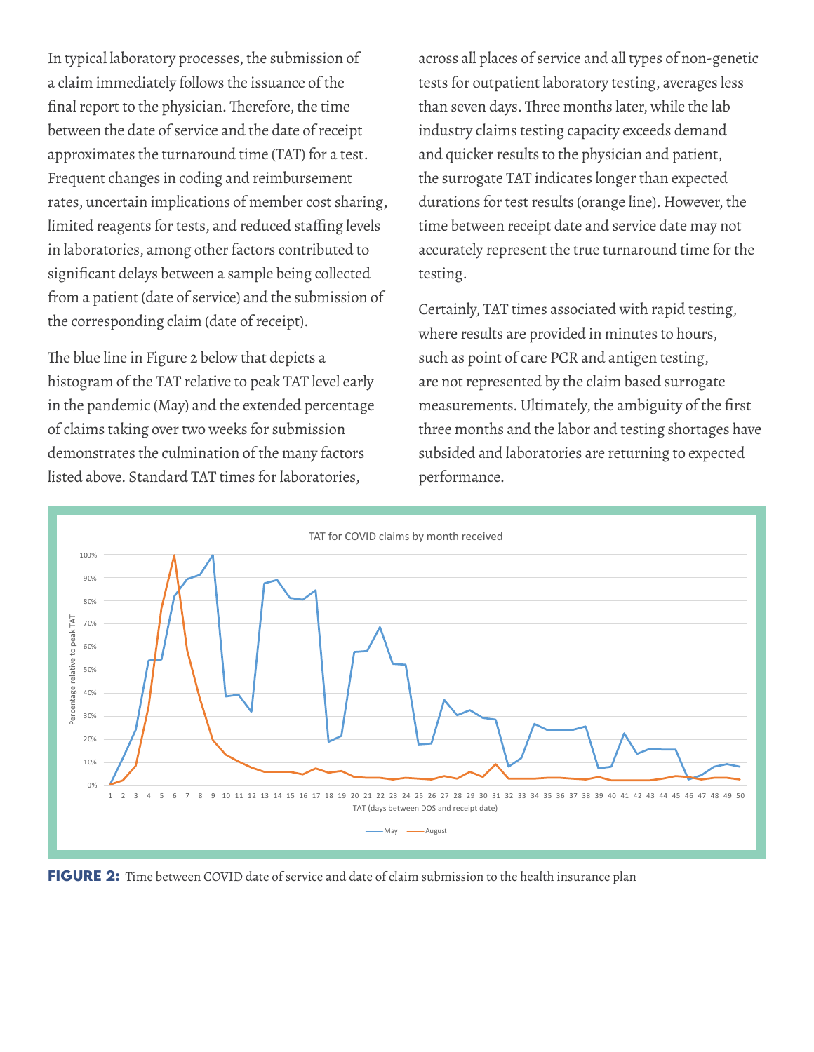In typical laboratory processes, the submission of a claim immediately follows the issuance of the final report to the physician. Therefore, the time between the date of service and the date of receipt approximates the turnaround time (TAT) for a test. Frequent changes in coding and reimbursement rates, uncertain implications of member cost sharing, limited reagents for tests, and reduced staffing levels in laboratories, among other factors contributed to significant delays between a sample being collected from a patient (date of service) and the submission of the corresponding claim (date of receipt).

The blue line in Figure 2 below that depicts a histogram of the TAT relative to peak TAT level early in the pandemic (May) and the extended percentage of claims taking over two weeks for submission demonstrates the culmination of the many factors listed above. Standard TAT times for laboratories, across all places of service and all types of non-genetic tests for outpatient laboratory testing, averages less than seven days. Three months later, while the lab industry claims testing capacity exceeds demand and quicker results to the physician and patient, the surrogate TAT indicates longer than expected durations for test results (orange line). However, the time between receipt date and service date may not accurately represent the true turnaround time for the testing.

Certainly, TAT times associated with rapid testing, where results are provided in minutes to hours, such as point of care PCR and antigen testing, are not represented by the claim based surrogate measurements. Ultimately, the ambiguity of the first three months and the labor and testing shortages have subsided and laboratories are returning to expected performance.

**FIGURE 2:** Time between COVID date of service and date of claim submission to the health insurance plan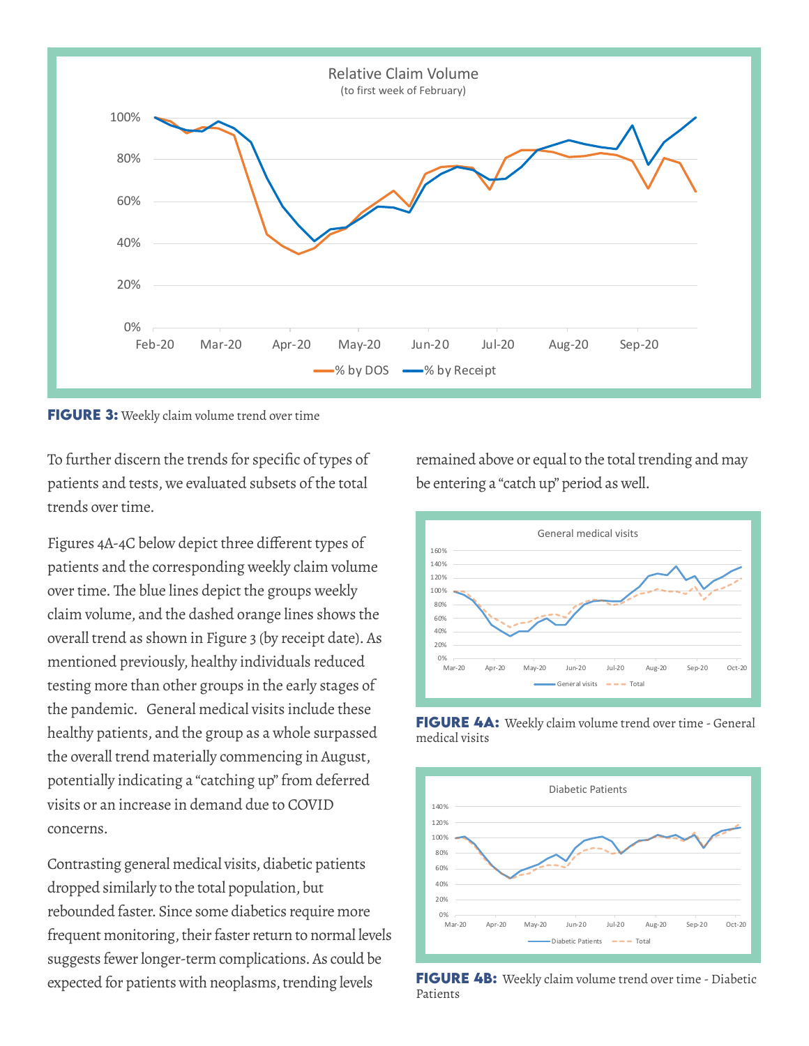**FIGURE 3:** Weekly claim volume trend over time

To further discern the trends for specific of types of patients and tests, we evaluated subsets of the total trends over time.

Figures 4A-4C below depict three different types of patients and the corresponding weekly claim volume over time. The blue lines depict the groups weekly claim volume, and the dashed orange lines shows the overall trend as shown in Figure 3 (by receipt date). As mentioned previously, healthy individuals reduced testing more than other groups in the early stages of the pandemic. General medical visits include these healthy patients, and the group as a whole surpassed the overall trend materially commencing in August, potentially indicating a "catching up" from deferred visits or an increase in demand due to COVID concerns.

Contrasting general medical visits, diabetic patients dropped similarly to the total population, but rebounded faster. Since some diabetics require more frequent monitoring, their faster return to normal levels suggests fewer longer-term complications. As could be expected for patients with neoplasms, trending levels remained above or equal to the total trending and may be entering a "catch up" period as well.

**FIGURE 4A:** Weekly claim volume trend over time - General medical visits

**FIGURE 4B:** Weekly claim volume trend over time - Diabetic Patients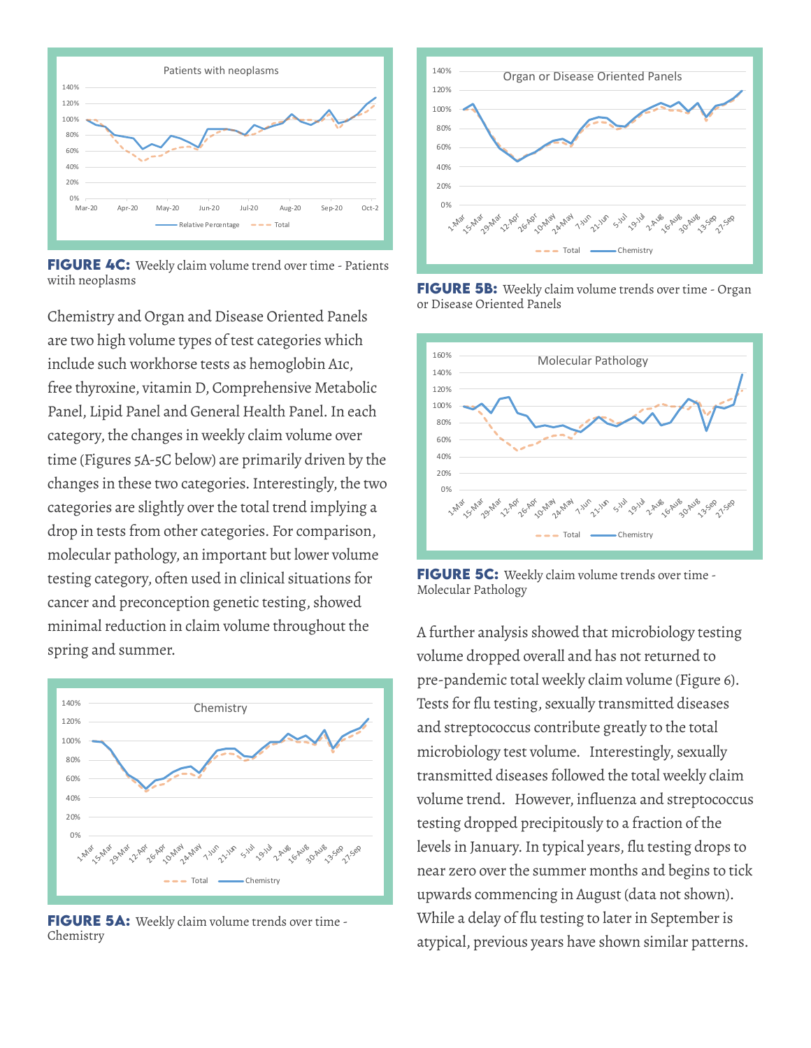**FIGURE 4C:** Weekly claim volume trend over time - Patients witih neoplasms

Chemistry and Organ and Disease Oriented Panels are two high volume types of test categories which include such workhorse tests as hemoglobin A1c, free thyroxine, vitamin D, Comprehensive Metabolic Panel, Lipid Panel and General Health Panel. In each category, the changes in weekly claim volume over time (Figures 5A-5C below) are primarily driven by the changes in these two categories. Interestingly, the two categories are slightly over the total trend implying a drop in tests from other categories. For comparison, molecular pathology, an important but lower volume testing category, often used in clinical situations for cancer and preconception genetic testing, showed minimal reduction in claim volume throughout the spring and summer.

**FIGURE 5A:** Weekly claim volume trends over time - Chemistry

**FIGURE 5B:** Weekly claim volume trends over time - Organ or Disease Oriented Panels

**FIGURE 5C:** Weekly claim volume trends over time - Molecular Pathology

A further analysis showed that microbiology testing volume dropped overall and has not returned to pre-pandemic total weekly claim volume (Figure 6). Tests for flu testing, sexually transmitted diseases and streptococcus contribute greatly to the total microbiology test volume. Interestingly, sexually transmitted diseases followed the total weekly claim volume trend. However, influenza and streptococcus testing dropped precipitously to a fraction of the levels in January. In typical years, flu testing drops to near zero over the summer months and begins to tick upwards commencing in August (data not shown). While a delay of flu testing to later in September is atypical, previous years have shown similar patterns.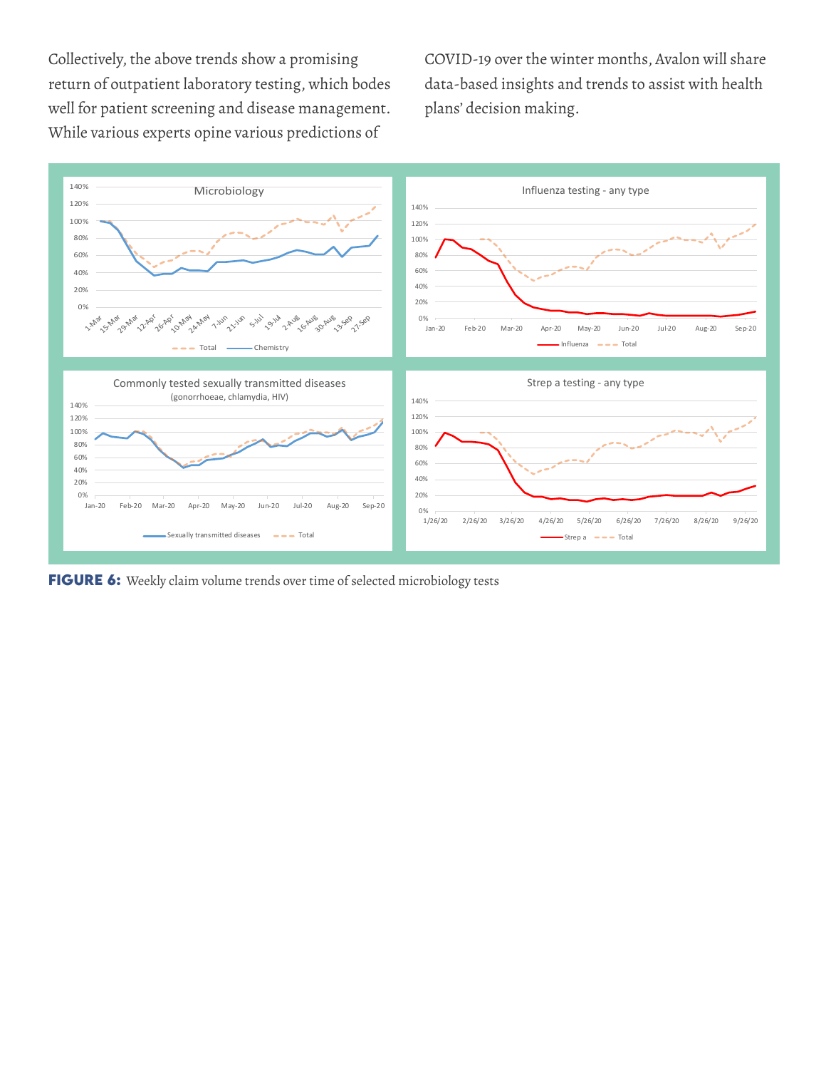Collectively, the above trends show a promising return of outpatient laboratory testing, which bodes well for patient screening and disease management. While various experts opine various predictions of COVID-19 over the winter months, Avalon will share data-based insights and trends to assist with health plans' decision making.

**FIGURE 6:** Weekly claim volume trends over time of selected microbiology tests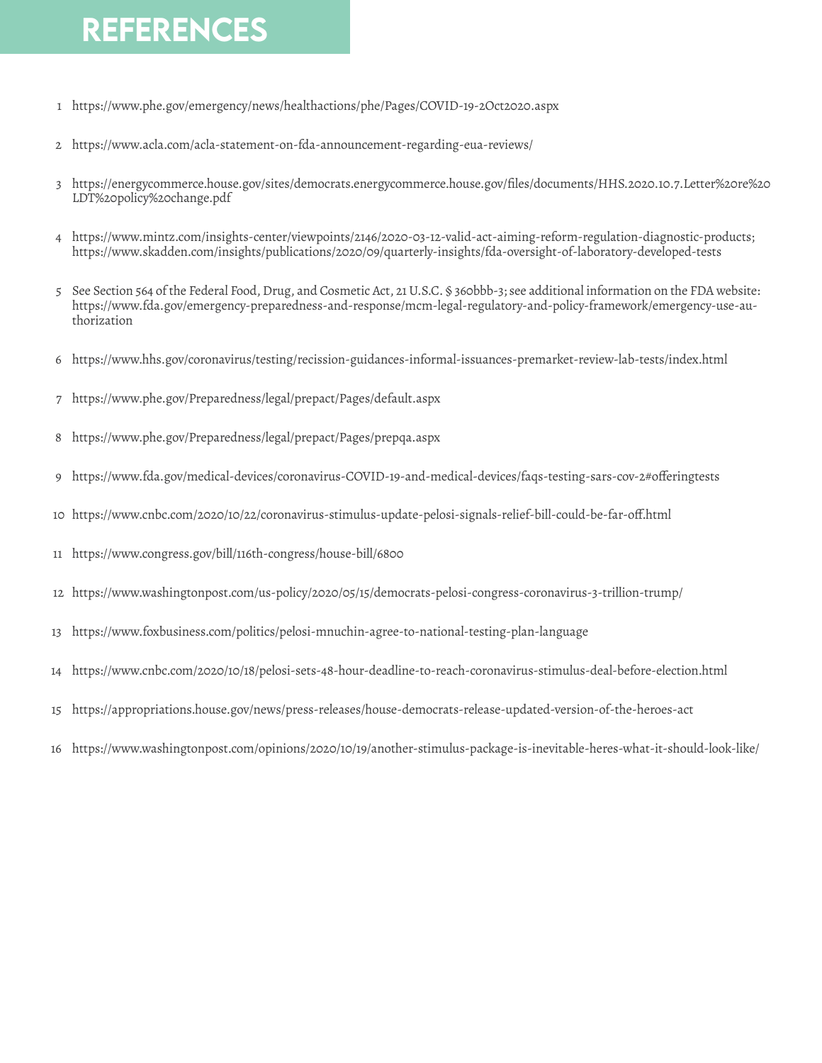# REFERENCES

1. https://www.phe.gov/emergency/news/healthactions/phe/Pages/COVID-19-2Oct2020.aspx
2. https://www.acla.com/acla-statement-on-fda-announcement-regarding-eua-reviews/
3. https://energycommerce.house.gov/sites/democrats.energycommerce.house.gov/files/documents/HHS.2020.10.7.Letter%20re%20LDT%20policy%20change.pdf
4. https://www.mintz.com/insights-center/viewpoints/2146/2020-03-12-valid-act-aiming-reform-regulation-diagnostic-products; https://www.skadden.com/insights/publications/2020/09/quarterly-insights/fda-oversight-of-laboratory-developed-tests
5. See Section 564 of the Federal Food, Drug, and Cosmetic Act, 21 U.S.C. § 360bbb-3; see additional information on the FDA website: https://www.fda.gov/emergency-preparedness-and-response/mcm-legal-regulatory-and-policy-framework/emergency-use-authorization
6. https://www.hhs.gov/coronavirus/testing/recission-guidances-informal-issuances-premarket-review-lab-tests/index.html
7. https://www.phe.gov/Preparedness/legal/prepact/Pages/default.aspx
8. https://www.phe.gov/Preparedness/legal/prepact/Pages/prepqa.aspx
9. https://www.fda.gov/medical-devices/coronavirus-COVID-19-and-medical-devices/faqs-testing-sars-cov-2#offeringtests
10. https://www.cnbc.com/2020/10/22/coronavirus-stimulus-update-pelosi-signals-relief-bill-could-be-far-off.html
11. https://www.congress.gov/bill/116th-congress/house-bill/6800
12. https://www.washingtonpost.com/us-policy/2020/05/15/democrats-pelosi-congress-coronavirus-3-trillion-trump/
13. https://www.foxbusiness.com/politics/pelosi-mnuchin-agree-to-national-testing-plan-language
14. https://www.cnbc.com/2020/10/18/pelosi-sets-48-hour-deadline-to-reach-coronavirus-stimulus-deal-before-election.html
15. https://appropriations.house.gov/news/press-releases/house-democrats-release-updated-version-of-the-heroes-act
16. https://www.washingtonpost.com/opinions/2020/10/19/another-stimulus-package-is-inevitable-heres-what-it-should-look-like/